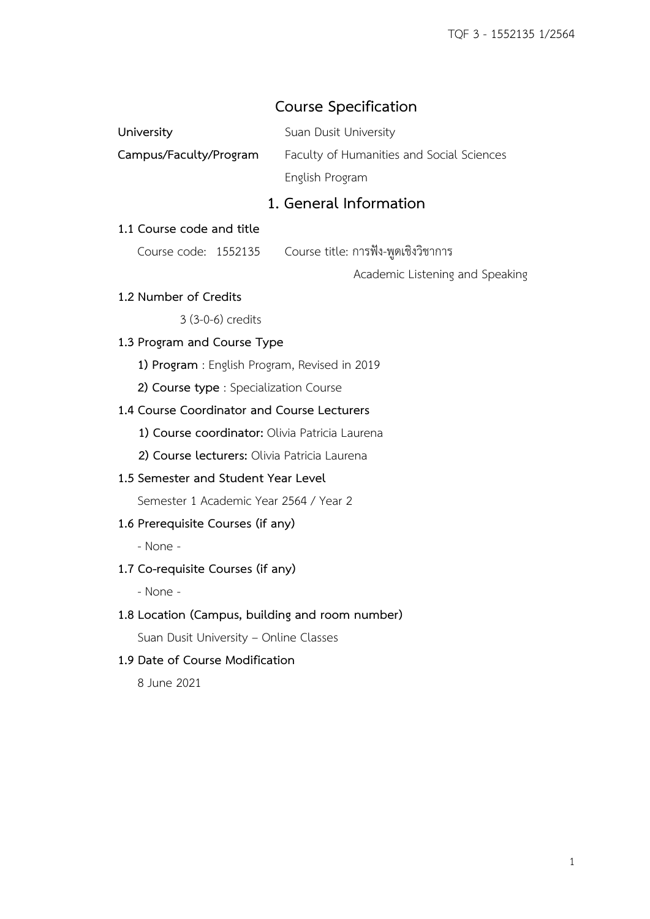# Course Specification

**University** Suan Dusit University

**Campus/Faculty/Program** Faculty of Humanities and Social Sciences

English Program

## 1. General Information

### 1.1 Course code and title

Course code: 1552135 Course title: การฟัง-พูดเชิงวิชาการ

Academic Listening and Speaking

### 1.2 Number of Credits

3 (3-0-6) credits

### 1.3 Program and Course Type

**1) Program** : English Program, Revised in 2019

**2) Course type** : Specialization Course

### 1.4 Course Coordinator and Course Lecturers

**1) Course coordinator:** Olivia Patricia Laurena

**2) Course lecturers:** Olivia Patricia Laurena

### 1.5 Semester and Student Year Level

Semester 1 Academic Year 2564 / Year 2

### 1.6 Prerequisite Courses (if any)

- None -

### 1.7 Co-requisite Courses (if any)

- None -

### 1.8 Location (Campus, building and room number)

Suan Dusit University – Online Classes

### 1.9 Date of Course Modification

8 June 2021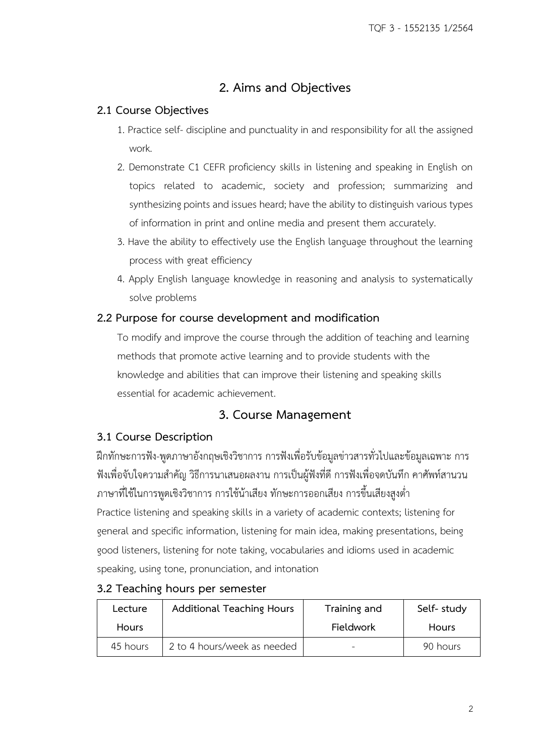## 2. Aims and Objectives

### 2.1 Course Objectives

1. Practice self- discipline and punctuality in and responsibility for all the assigned work.
2. Demonstrate C1 CEFR proficiency skills in listening and speaking in English on topics related to academic, society and profession; summarizing and synthesizing points and issues heard; have the ability to distinguish various types of information in print and online media and present them accurately.
3. Have the ability to effectively use the English language throughout the learning process with great efficiency
4. Apply English language knowledge in reasoning and analysis to systematically solve problems

### 2.2 Purpose for course development and modification

To modify and improve the course through the addition of teaching and learning methods that promote active learning and to provide students with the knowledge and abilities that can improve their listening and speaking skills essential for academic achievement.

## 3. Course Management

### 3.1 Course Description

ฝึกทักษะการฟัง-พูดภาษาอังกฤษเชิงวิชาการ การฟังเพื่อรับข้อมูลข่าวสารทั่วไปและข้อมูลเฉพาะ การฟังเพื่อจับใจความสำคัญ วิธีการนำเสนอผลงาน การเป็นผู้ฟังที่ดี การฟังเพื่อจดบันทึก คำศัพท์สำนวนภาษาที่ใช้ในการพูดเชิงวิชาการ การใช้น้ำเสียง ทักษะการออกเสียง การขึ้นเสียงสูงต่ำ

Practice listening and speaking skills in a variety of academic contexts; listening for general and specific information, listening for main idea, making presentations, being good listeners, listening for note taking, vocabularies and idioms used in academic speaking, using tone, pronunciation, and intonation

### 3.2 Teaching hours per semester

| Lecture Hours | Additional Teaching Hours | Training and Fieldwork | Self- study Hours |
|---|---|---|---|
| 45 hours | 2 to 4 hours/week as needed | - | 90 hours |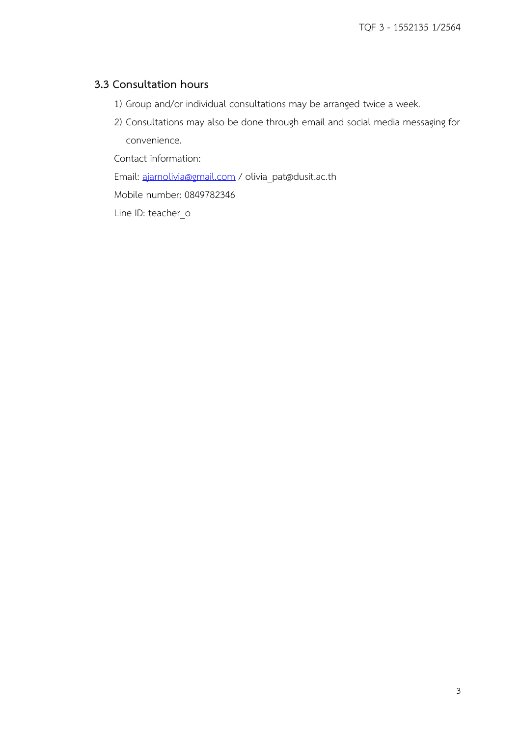### 3.3 Consultation hours

1) Group and/or individual consultations may be arranged twice a week.
2) Consultations may also be done through email and social media messaging for convenience.

Contact information:

Email: ajarnolivia@gmail.com / olivia_pat@dusit.ac.th

Mobile number: 0849782346

Line ID: teacher_o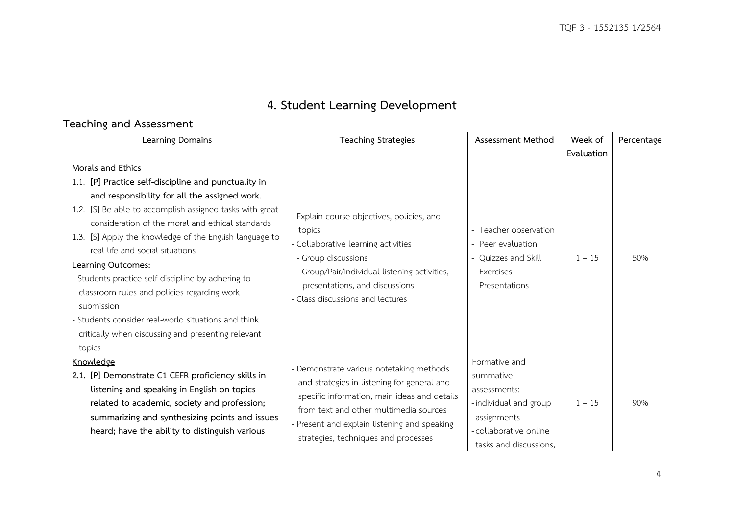# 4. Student Learning Development

## Teaching and Assessment

| Learning Domains | Teaching Strategies | Assessment Method | Week of Evaluation | Percentage |
|---|---|---|---|---|
| <u>Morals and Ethics</u><br>1.1. **[P] Practice self-discipline and punctuality in and responsibility for all the assigned work.**<br>1.2. [S] Be able to accomplish assigned tasks with great consideration of the moral and ethical standards<br>1.3. [S] Apply the knowledge of the English language to real-life and social situations<br>**Learning Outcomes:**<br>- Students practice self-discipline by adhering to classroom rules and policies regarding work submission<br>- Students consider real-world situations and think critically when discussing and presenting relevant topics | - Explain course objectives, policies, and topics<br>- Collaborative learning activities<br>- Group discussions<br>- Group/Pair/Individual listening activities, presentations, and discussions<br>- Class discussions and lectures | - Teacher observation<br>- Peer evaluation<br>- Quizzes and Skill Exercises<br>- Presentations | 1 – 15 | 50% |
| <u>Knowledge</u><br>**2.1. [P] Demonstrate C1 CEFR proficiency skills in listening and speaking in English on topics related to academic, society and profession; summarizing and synthesizing points and issues heard; have the ability to distinguish various** | - Demonstrate various notetaking methods and strategies in listening for general and specific information, main ideas and details from text and other multimedia sources<br>- Present and explain listening and speaking strategies, techniques and processes | Formative and summative assessments:<br>- individual and group assignments<br>- collaborative online tasks and discussions, | 1 – 15 | 90% |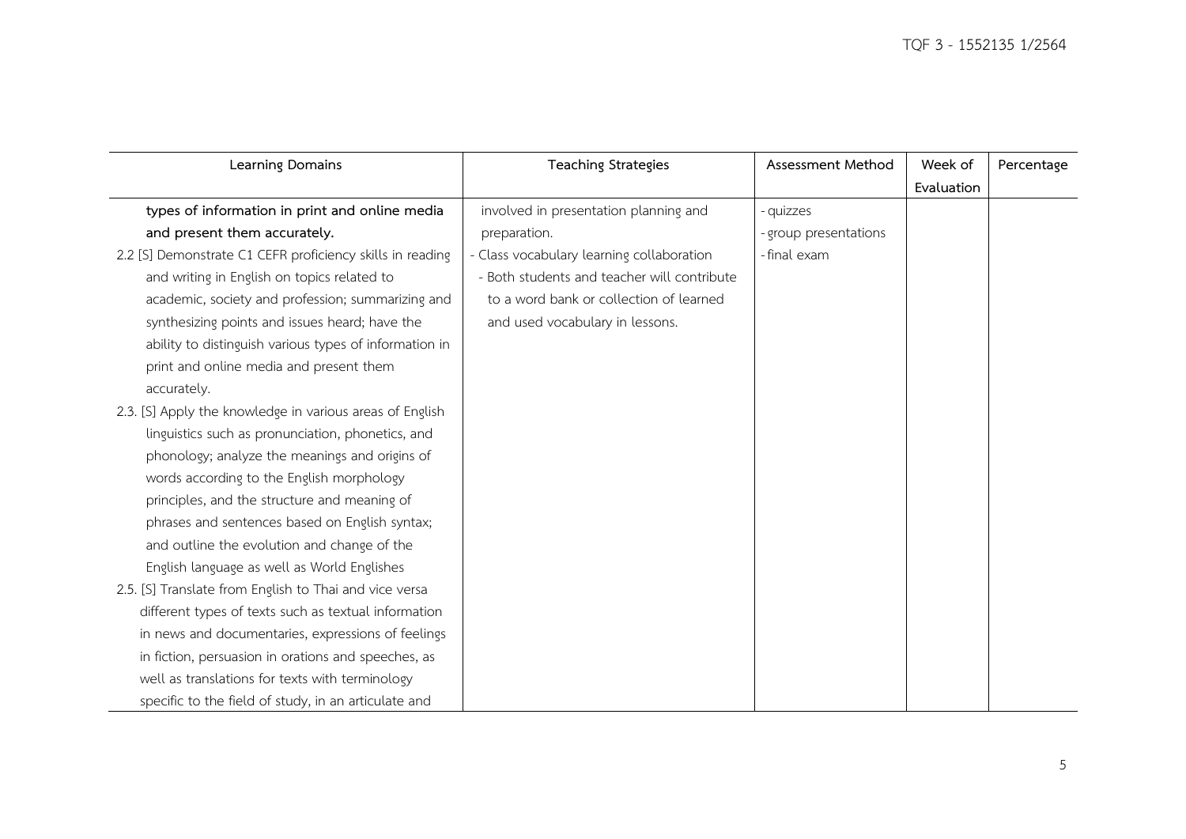| Learning Domains | Teaching Strategies | Assessment Method | Week of Evaluation | Percentage |
|---|---|---|---|---|
| **types of information in print and online media and present them accurately.**<br>2.2 [S] Demonstrate C1 CEFR proficiency skills in reading and writing in English on topics related to academic, society and profession; summarizing and synthesizing points and issues heard; have the ability to distinguish various types of information in print and online media and present them accurately.<br>2.3. [S] Apply the knowledge in various areas of English linguistics such as pronunciation, phonetics, and phonology; analyze the meanings and origins of words according to the English morphology principles, and the structure and meaning of phrases and sentences based on English syntax; and outline the evolution and change of the English language as well as World Englishes<br>2.5. [S] Translate from English to Thai and vice versa different types of texts such as textual information in news and documentaries, expressions of feelings in fiction, persuasion in orations and speeches, as well as translations for texts with terminology specific to the field of study, in an articulate and | involved in presentation planning and preparation.<br>- Class vocabulary learning collaboration<br>- Both students and teacher will contribute to a word bank or collection of learned and used vocabulary in lessons. | - quizzes<br>- group presentations<br>- final exam | | |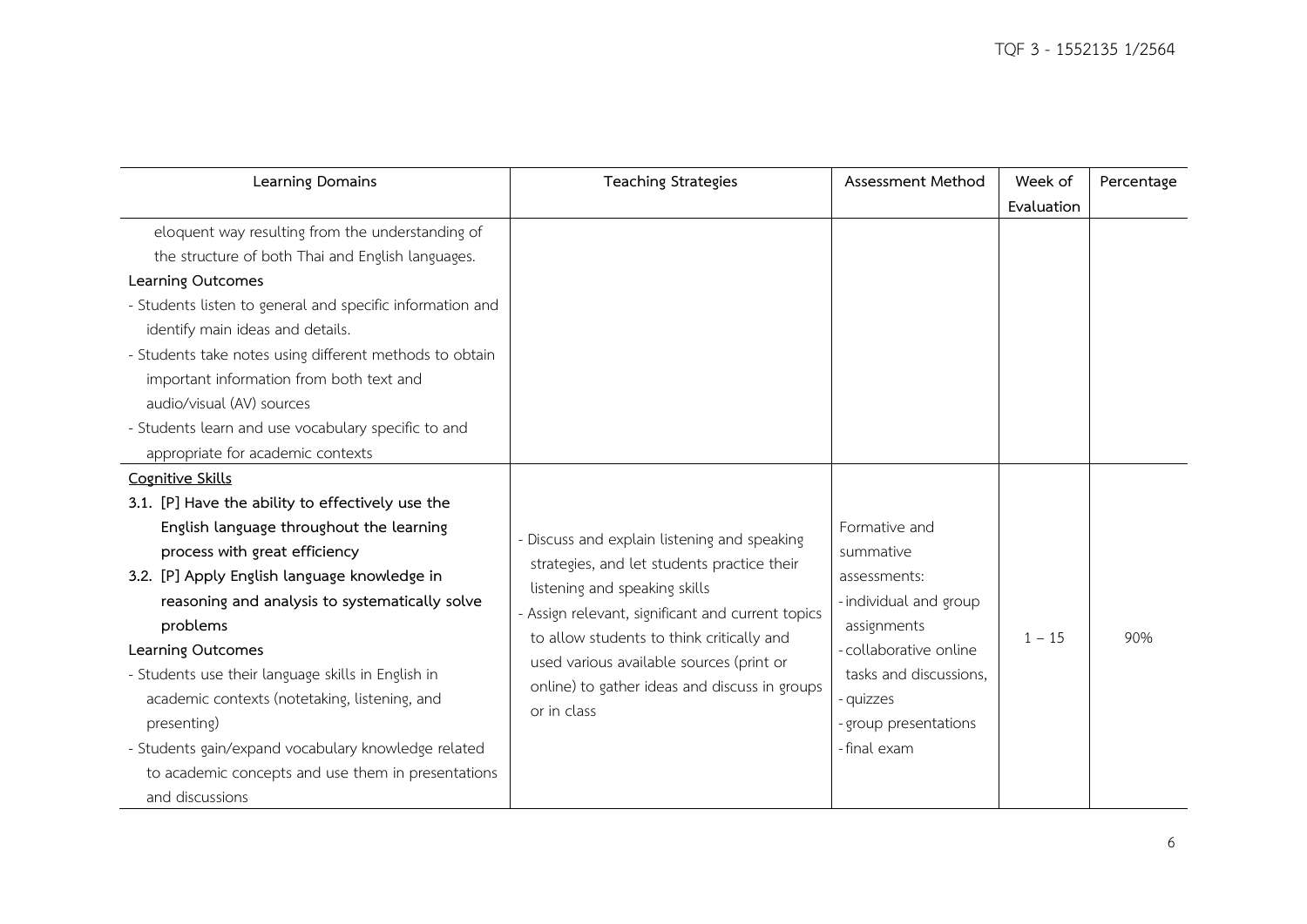| Learning Domains | Teaching Strategies | Assessment Method | Week of Evaluation | Percentage |
|---|---|---|---|---|
| eloquent way resulting from the understanding of the structure of both Thai and English languages.<br>**Learning Outcomes**<br>- Students listen to general and specific information and identify main ideas and details.<br>- Students take notes using different methods to obtain important information from both text and audio/visual (AV) sources<br>- Students learn and use vocabulary specific to and appropriate for academic contexts | | | | |
| <u>Cognitive Skills</u><br>**3.1. [P] Have the ability to effectively use the English language throughout the learning process with great efficiency**<br>**3.2. [P] Apply English language knowledge in reasoning and analysis to systematically solve problems**<br>**Learning Outcomes**<br>- Students use their language skills in English in academic contexts (notetaking, listening, and presenting)<br>- Students gain/expand vocabulary knowledge related to academic concepts and use them in presentations and discussions | - Discuss and explain listening and speaking strategies, and let students practice their listening and speaking skills<br>- Assign relevant, significant and current topics to allow students to think critically and used various available sources (print or online) to gather ideas and discuss in groups or in class | Formative and summative assessments:<br>- individual and group assignments<br>- collaborative online tasks and discussions,<br>- quizzes<br>- group presentations<br>- final exam | 1 – 15 | 90% |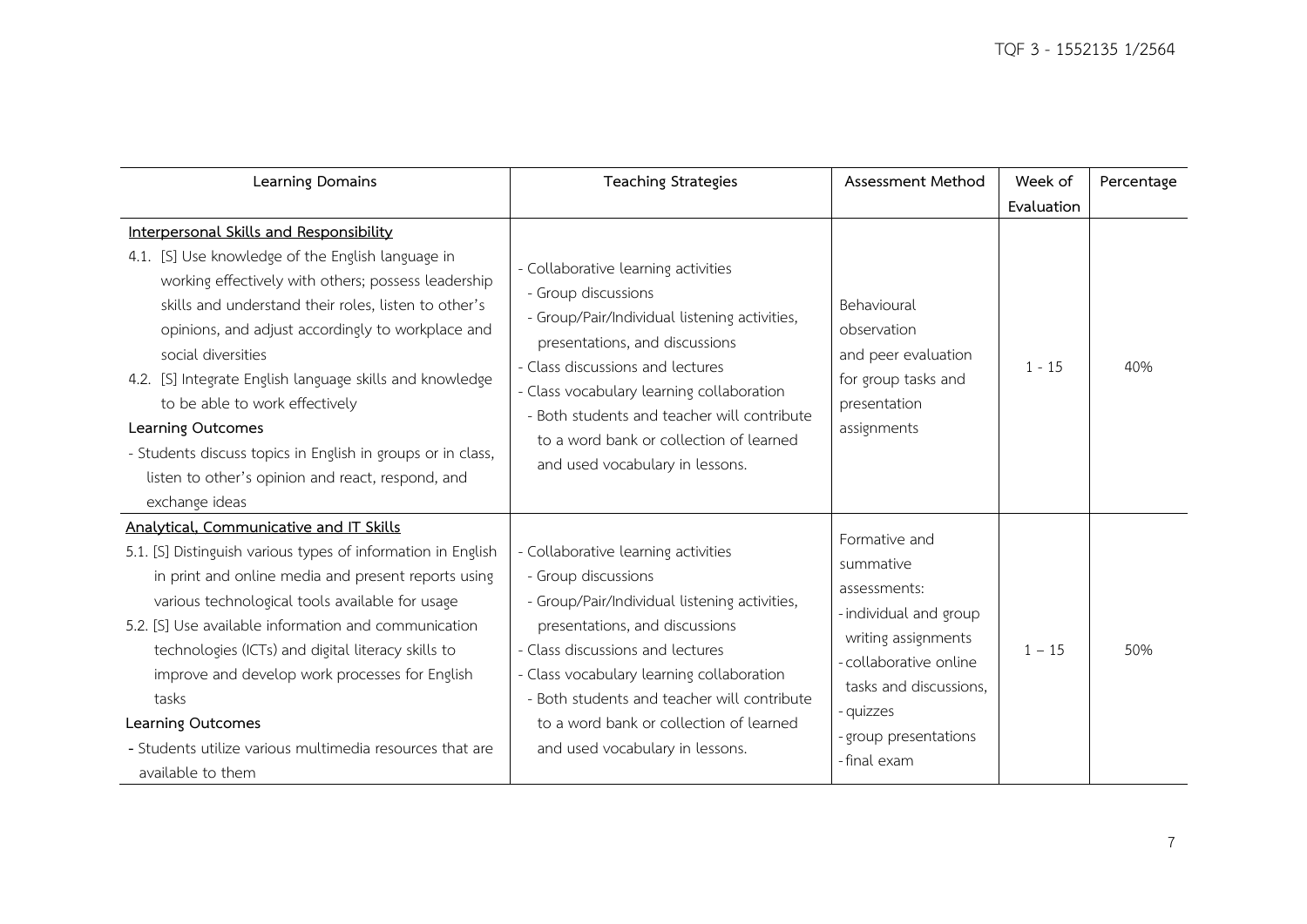| Learning Domains | Teaching Strategies | Assessment Method | Week of Evaluation | Percentage |
|---|---|---|---|---|
| **Interpersonal Skills and Responsibility**<br>4.1. [S] Use knowledge of the English language in working effectively with others; possess leadership skills and understand their roles, listen to other's opinions, and adjust accordingly to workplace and social diversities<br>4.2. [S] Integrate English language skills and knowledge to be able to work effectively<br>**Learning Outcomes**<br>- Students discuss topics in English in groups or in class, listen to other's opinion and react, respond, and exchange ideas | - Collaborative learning activities<br>- Group discussions<br>- Group/Pair/Individual listening activities, presentations, and discussions<br>- Class discussions and lectures<br>- Class vocabulary learning collaboration<br>- Both students and teacher will contribute to a word bank or collection of learned and used vocabulary in lessons. | Behavioural observation and peer evaluation for group tasks and presentation assignments | 1 - 15 | 40% |
| **Analytical, Communicative and IT Skills**<br>5.1. [S] Distinguish various types of information in English in print and online media and present reports using various technological tools available for usage<br>5.2. [S] Use available information and communication technologies (ICTs) and digital literacy skills to improve and develop work processes for English tasks<br>**Learning Outcomes**<br>- Students utilize various multimedia resources that are available to them | - Collaborative learning activities<br>- Group discussions<br>- Group/Pair/Individual listening activities, presentations, and discussions<br>- Class discussions and lectures<br>- Class vocabulary learning collaboration<br>- Both students and teacher will contribute to a word bank or collection of learned and used vocabulary in lessons. | Formative and summative assessments:<br>- individual and group writing assignments<br>- collaborative online tasks and discussions,<br>- quizzes<br>- group presentations<br>- final exam | 1 – 15 | 50% |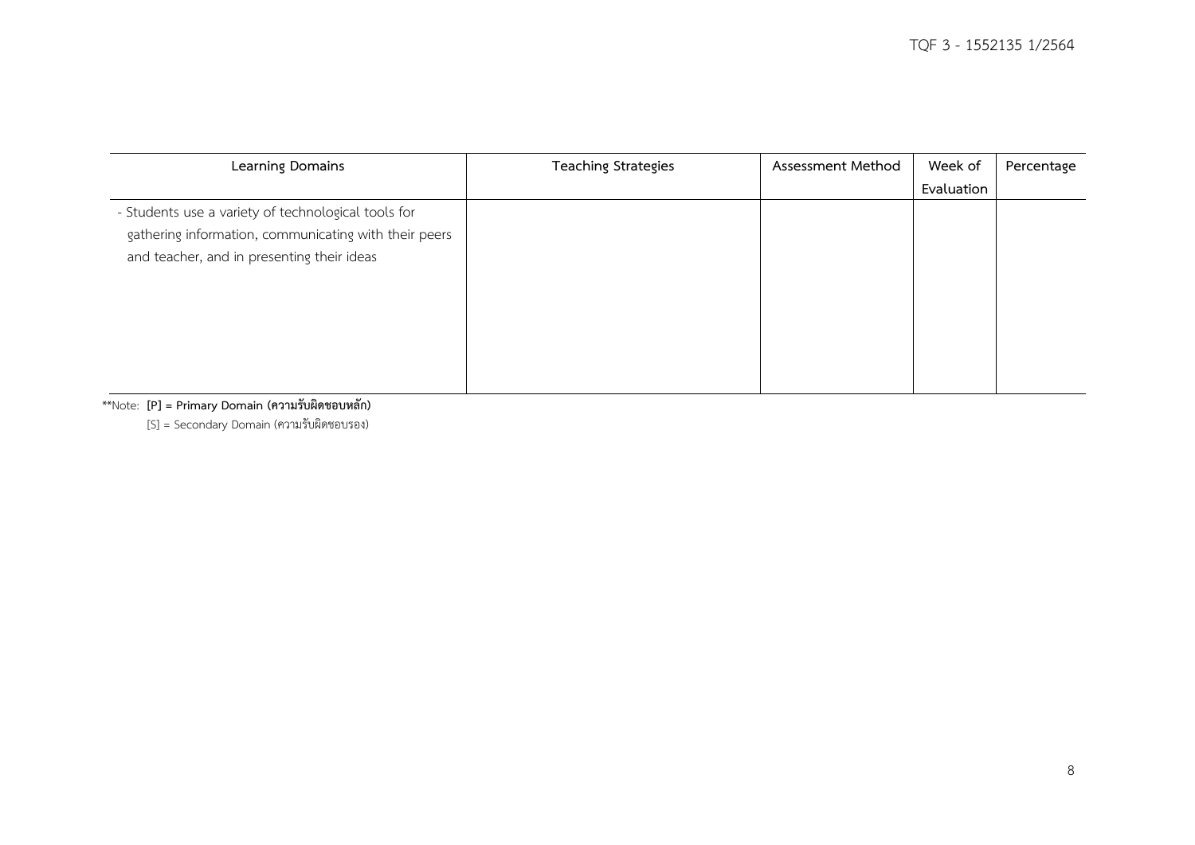| Learning Domains | Teaching Strategies | Assessment Method | Week of Evaluation | Percentage |
|---|---|---|---|---|
| - Students use a variety of technological tools for gathering information, communicating with their peers and teacher, and in presenting their ideas | | | | |

**Note: **[P] = Primary Domain (ความรับผิดชอบหลัก)**

[S] = Secondary Domain (ความรับผิดชอบรอง)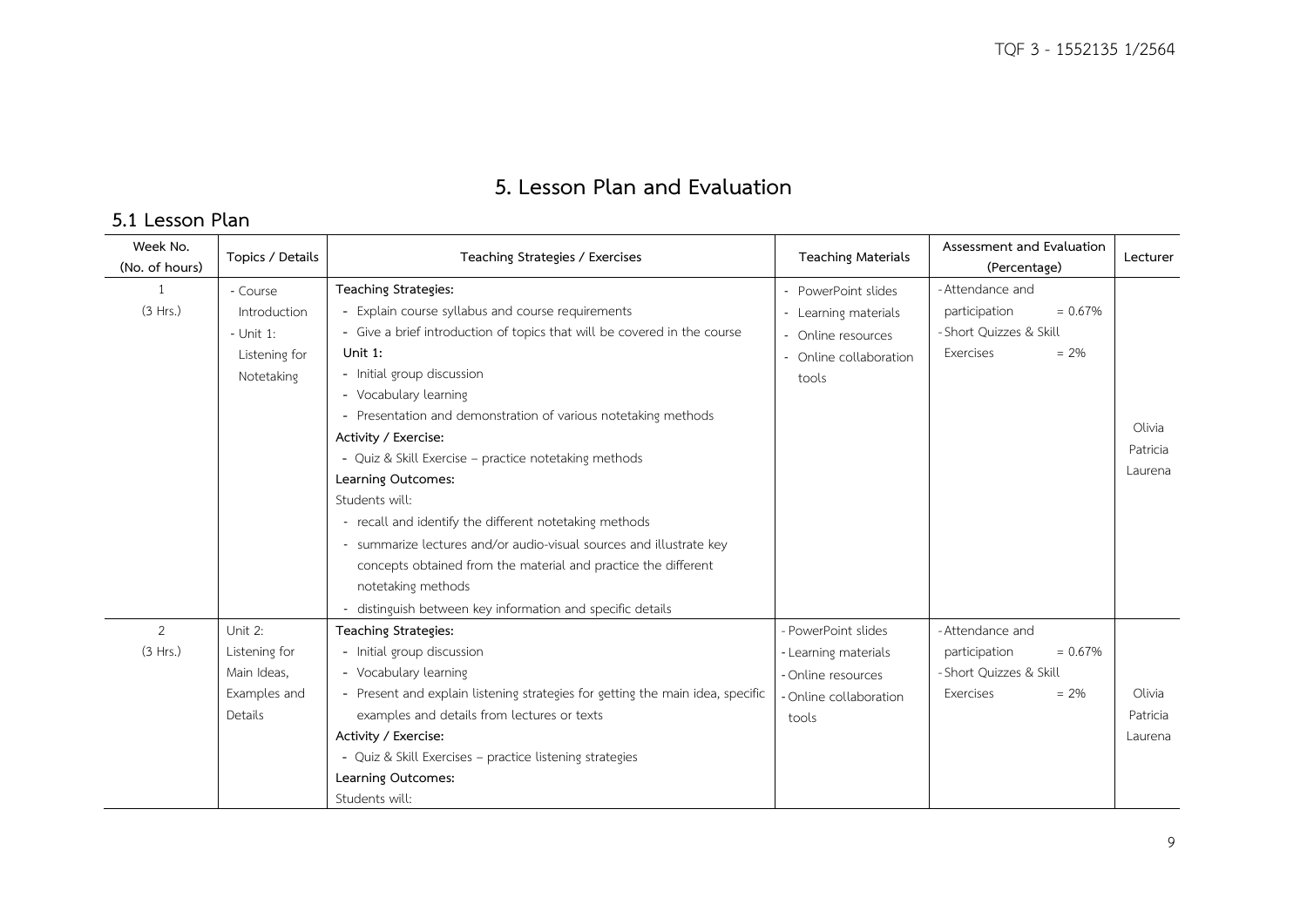# 5. Lesson Plan and Evaluation

## 5.1 Lesson Plan

| Week No. (No. of hours) | Topics / Details | Teaching Strategies / Exercises | Teaching Materials | Assessment and Evaluation (Percentage) | Lecturer |
|---|---|---|---|---|---|
| 1 (3 Hrs.) | - Course Introduction<br>- Unit 1: Listening for Notetaking | **Teaching Strategies:**<br>- Explain course syllabus and course requirements<br>- Give a brief introduction of topics that will be covered in the course<br>**Unit 1:**<br>- Initial group discussion<br>- Vocabulary learning<br>- Presentation and demonstration of various notetaking methods<br>**Activity / Exercise:**<br>- Quiz & Skill Exercise – practice notetaking methods<br>**Learning Outcomes:**<br>Students will:<br>- recall and identify the different notetaking methods<br>- summarize lectures and/or audio-visual sources and illustrate key concepts obtained from the material and practice the different notetaking methods<br>- distinguish between key information and specific details | - PowerPoint slides<br>- Learning materials<br>- Online resources<br>- Online collaboration tools | - Attendance and participation = 0.67%<br>- Short Quizzes & Skill Exercises = 2% | Olivia<br>Patricia<br>Laurena |
| 2 (3 Hrs.) | Unit 2: Listening for Main Ideas, Examples and Details | **Teaching Strategies:**<br>- Initial group discussion<br>- Vocabulary learning<br>- Present and explain listening strategies for getting the main idea, specific examples and details from lectures or texts<br>**Activity / Exercise:**<br>- Quiz & Skill Exercises – practice listening strategies<br>**Learning Outcomes:**<br>Students will: | - PowerPoint slides<br>- Learning materials<br>- Online resources<br>- Online collaboration tools | - Attendance and participation = 0.67%<br>- Short Quizzes & Skill Exercises = 2% | Olivia<br>Patricia<br>Laurena |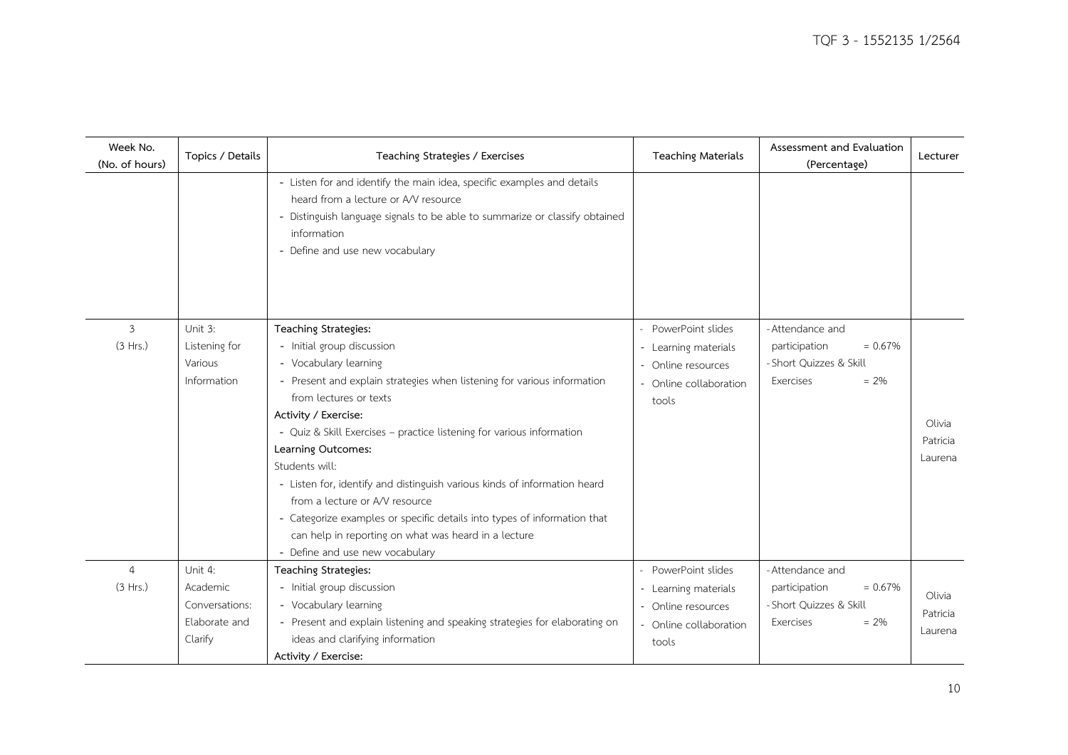| Week No. (No. of hours) | Topics / Details | Teaching Strategies / Exercises | Teaching Materials | Assessment and Evaluation (Percentage) | Lecturer |
|---|---|---|---|---|---|
| | | - Listen for and identify the main idea, specific examples and details heard from a lecture or A/V resource<br>- Distinguish language signals to be able to summarize or classify obtained information<br>- Define and use new vocabulary | | | |
| 3<br>(3 Hrs.) | Unit 3:<br>Listening for Various Information | **Teaching Strategies:**<br>- Initial group discussion<br>- Vocabulary learning<br>- Present and explain strategies when listening for various information from lectures or texts<br>**Activity / Exercise:**<br>- Quiz & Skill Exercises – practice listening for various information<br>**Learning Outcomes:**<br>Students will:<br>- Listen for, identify and distinguish various kinds of information heard from a lecture or A/V resource<br>- Categorize examples or specific details into types of information that can help in reporting on what was heard in a lecture<br>- Define and use new vocabulary | - PowerPoint slides<br>- Learning materials<br>- Online resources<br>- Online collaboration tools | - Attendance and participation = 0.67%<br>- Short Quizzes & Skill Exercises = 2% | Olivia<br>Patricia<br>Laurena |
| 4<br>(3 Hrs.) | Unit 4:<br>Academic Conversations: Elaborate and Clarify | **Teaching Strategies:**<br>- Initial group discussion<br>- Vocabulary learning<br>- Present and explain listening and speaking strategies for elaborating on ideas and clarifying information<br>**Activity / Exercise:** | - PowerPoint slides<br>- Learning materials<br>- Online resources<br>- Online collaboration tools | - Attendance and participation = 0.67%<br>- Short Quizzes & Skill Exercises = 2% | Olivia<br>Patricia<br>Laurena |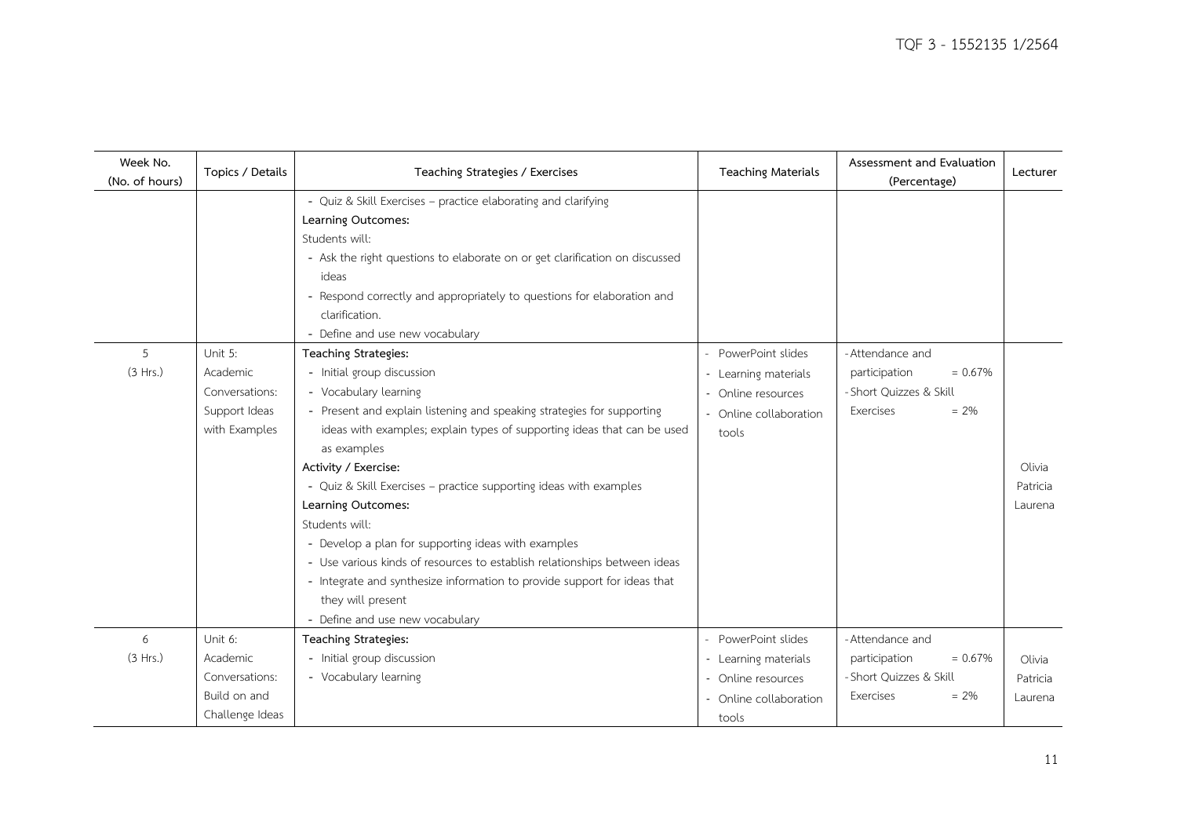| Week No. (No. of hours) | Topics / Details | Teaching Strategies / Exercises | Teaching Materials | Assessment and Evaluation (Percentage) | Lecturer |
|---|---|---|---|---|---|
| | | - Quiz & Skill Exercises – practice elaborating and clarifying<br>**Learning Outcomes:**<br>Students will:<br>- Ask the right questions to elaborate on or get clarification on discussed ideas<br>- Respond correctly and appropriately to questions for elaboration and clarification.<br>- Define and use new vocabulary | | | |
| 5 (3 Hrs.) | Unit 5: Academic Conversations: Support Ideas with Examples | **Teaching Strategies:**<br>- Initial group discussion<br>- Vocabulary learning<br>- Present and explain listening and speaking strategies for supporting ideas with examples; explain types of supporting ideas that can be used as examples<br>**Activity / Exercise:**<br>- Quiz & Skill Exercises – practice supporting ideas with examples<br>**Learning Outcomes:**<br>Students will:<br>- Develop a plan for supporting ideas with examples<br>- Use various kinds of resources to establish relationships between ideas<br>- Integrate and synthesize information to provide support for ideas that they will present<br>- Define and use new vocabulary | - PowerPoint slides<br>- Learning materials<br>- Online resources<br>- Online collaboration tools | - Attendance and participation = 0.67%<br>- Short Quizzes & Skill Exercises = 2% | Olivia<br>Patricia<br>Laurena |
| 6 (3 Hrs.) | Unit 6: Academic Conversations: Build on and Challenge Ideas | **Teaching Strategies:**<br>- Initial group discussion<br>- Vocabulary learning | - PowerPoint slides<br>- Learning materials<br>- Online resources<br>- Online collaboration tools | - Attendance and participation = 0.67%<br>- Short Quizzes & Skill Exercises = 2% | Olivia<br>Patricia<br>Laurena |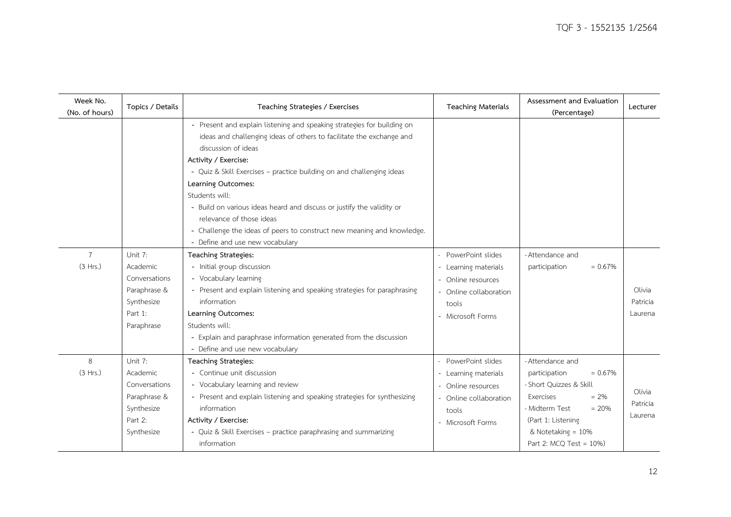| Week No. (No. of hours) | Topics / Details | Teaching Strategies / Exercises | Teaching Materials | Assessment and Evaluation (Percentage) | Lecturer |
|---|---|---|---|---|---|
| | | - Present and explain listening and speaking strategies for building on ideas and challenging ideas of others to facilitate the exchange and discussion of ideas<br>**Activity / Exercise:**<br>- Quiz & Skill Exercises – practice building on and challenging ideas<br>**Learning Outcomes:**<br>Students will:<br>- Build on various ideas heard and discuss or justify the validity or relevance of those ideas<br>- Challenge the ideas of peers to construct new meaning and knowledge.<br>- Define and use new vocabulary | | | |
| 7<br>(3 Hrs.) | Unit 7: Academic Conversations Paraphrase & Synthesize Part 1: Paraphrase | **Teaching Strategies:**<br>- Initial group discussion<br>- Vocabulary learning<br>- Present and explain listening and speaking strategies for paraphrasing information<br>**Learning Outcomes:**<br>Students will:<br>- Explain and paraphrase information generated from the discussion<br>- Define and use new vocabulary | - PowerPoint slides<br>- Learning materials<br>- Online resources<br>- Online collaboration tools<br>- Microsoft Forms | - Attendance and participation = 0.67% | Olivia<br>Patricia<br>Laurena |
| 8<br>(3 Hrs.) | Unit 7: Academic Conversations Paraphrase & Synthesize Part 2: Synthesize | **Teaching Strategies:**<br>- Continue unit discussion<br>- Vocabulary learning and review<br>- Present and explain listening and speaking strategies for synthesizing information<br>**Activity / Exercise:**<br>- Quiz & Skill Exercises – practice paraphrasing and summarizing information | - PowerPoint slides<br>- Learning materials<br>- Online resources<br>- Online collaboration tools<br>- Microsoft Forms | - Attendance and participation = 0.67%<br>- Short Quizzes & Skill Exercises = 2%<br>- Midterm Test = 20%<br>(Part 1: Listening & Notetaking = 10%<br>Part 2: MCQ Test = 10%) | Olivia<br>Patricia<br>Laurena |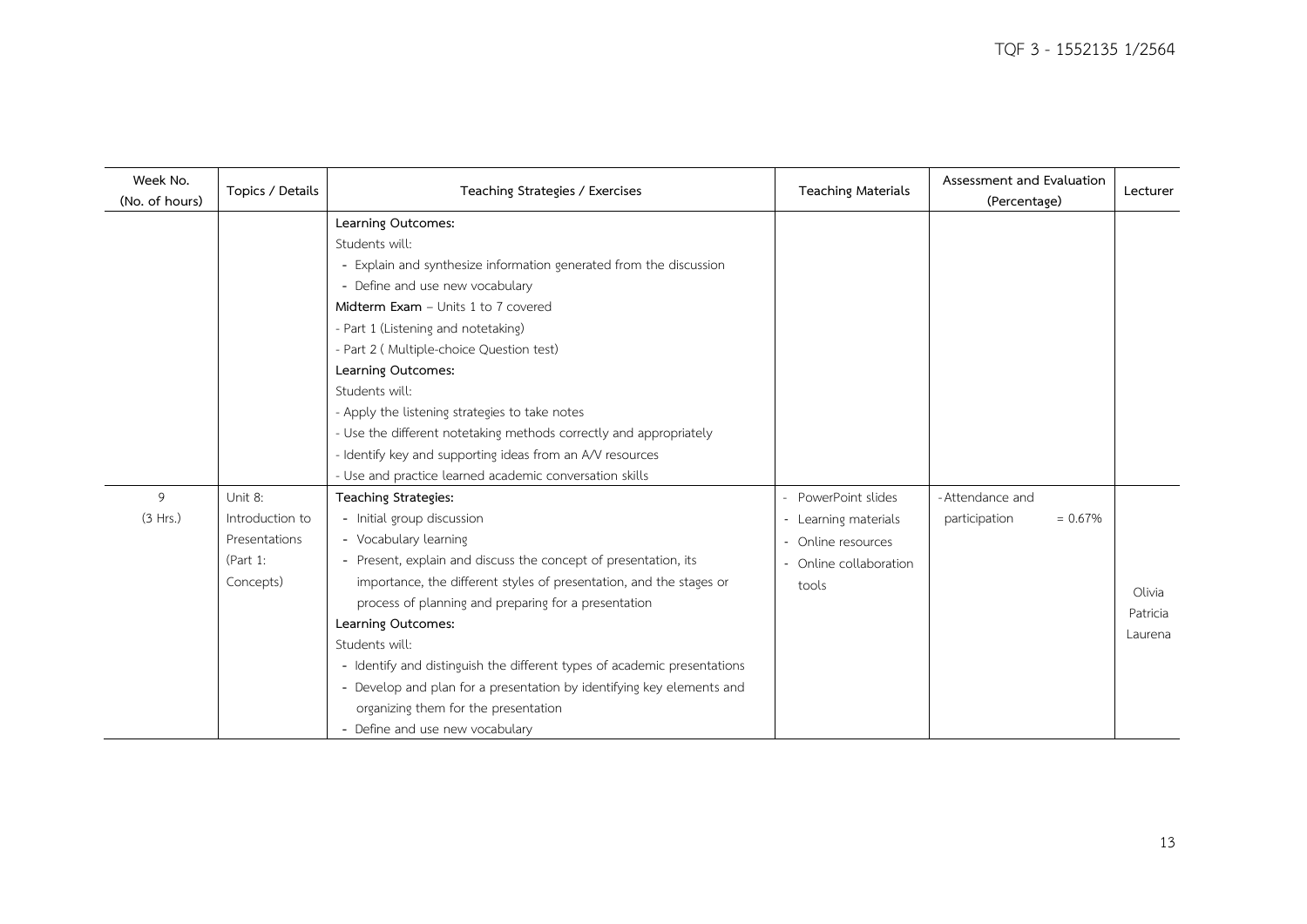| Week No. (No. of hours) | Topics / Details | Teaching Strategies / Exercises | Teaching Materials | Assessment and Evaluation (Percentage) | Lecturer |
|---|---|---|---|---|---|
| | | **Learning Outcomes:**<br>Students will:<br>- Explain and synthesize information generated from the discussion<br>- Define and use new vocabulary<br>**Midterm Exam** – Units 1 to 7 covered<br>- Part 1 (Listening and notetaking)<br>- Part 2 ( Multiple-choice Question test)<br>**Learning Outcomes:**<br>Students will:<br>- Apply the listening strategies to take notes<br>- Use the different notetaking methods correctly and appropriately<br>- Identify key and supporting ideas from an A/V resources<br>- Use and practice learned academic conversation skills | | | |
| 9<br>(3 Hrs.) | Unit 8: Introduction to Presentations (Part 1: Concepts) | **Teaching Strategies:**<br>- Initial group discussion<br>- Vocabulary learning<br>- Present, explain and discuss the concept of presentation, its importance, the different styles of presentation, and the stages or process of planning and preparing for a presentation<br>**Learning Outcomes:**<br>Students will:<br>- Identify and distinguish the different types of academic presentations<br>- Develop and plan for a presentation by identifying key elements and organizing them for the presentation<br>- Define and use new vocabulary | - PowerPoint slides<br>- Learning materials<br>- Online resources<br>- Online collaboration tools | - Attendance and participation = 0.67% | Olivia<br>Patricia<br>Laurena |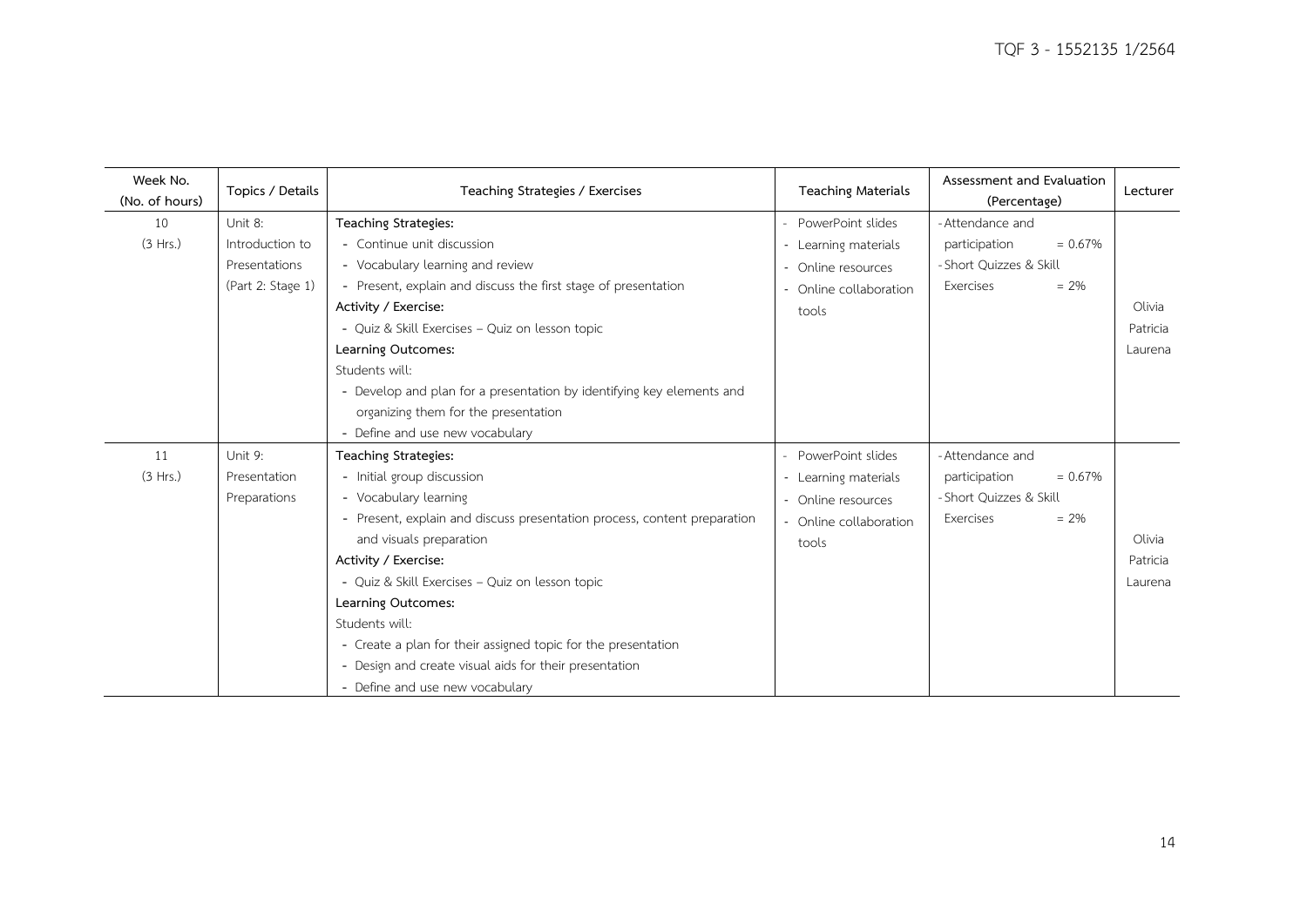| Week No. (No. of hours) | Topics / Details | Teaching Strategies / Exercises | Teaching Materials | Assessment and Evaluation (Percentage) | Lecturer |
|---|---|---|---|---|---|
| 10 (3 Hrs.) | Unit 8: Introduction to Presentations (Part 2: Stage 1) | **Teaching Strategies:**<br>- Continue unit discussion<br>- Vocabulary learning and review<br>- Present, explain and discuss the first stage of presentation<br>**Activity / Exercise:**<br>- Quiz & Skill Exercises – Quiz on lesson topic<br>**Learning Outcomes:**<br>Students will:<br>- Develop and plan for a presentation by identifying key elements and organizing them for the presentation<br>- Define and use new vocabulary | - PowerPoint slides<br>- Learning materials<br>- Online resources<br>- Online collaboration tools | - Attendance and participation = 0.67%<br>- Short Quizzes & Skill Exercises = 2% | Olivia<br>Patricia<br>Laurena |
| 11 (3 Hrs.) | Unit 9: Presentation Preparations | **Teaching Strategies:**<br>- Initial group discussion<br>- Vocabulary learning<br>- Present, explain and discuss presentation process, content preparation and visuals preparation<br>**Activity / Exercise:**<br>- Quiz & Skill Exercises – Quiz on lesson topic<br>**Learning Outcomes:**<br>Students will:<br>- Create a plan for their assigned topic for the presentation<br>- Design and create visual aids for their presentation<br>- Define and use new vocabulary | - PowerPoint slides<br>- Learning materials<br>- Online resources<br>- Online collaboration tools | - Attendance and participation = 0.67%<br>- Short Quizzes & Skill Exercises = 2% | Olivia<br>Patricia<br>Laurena |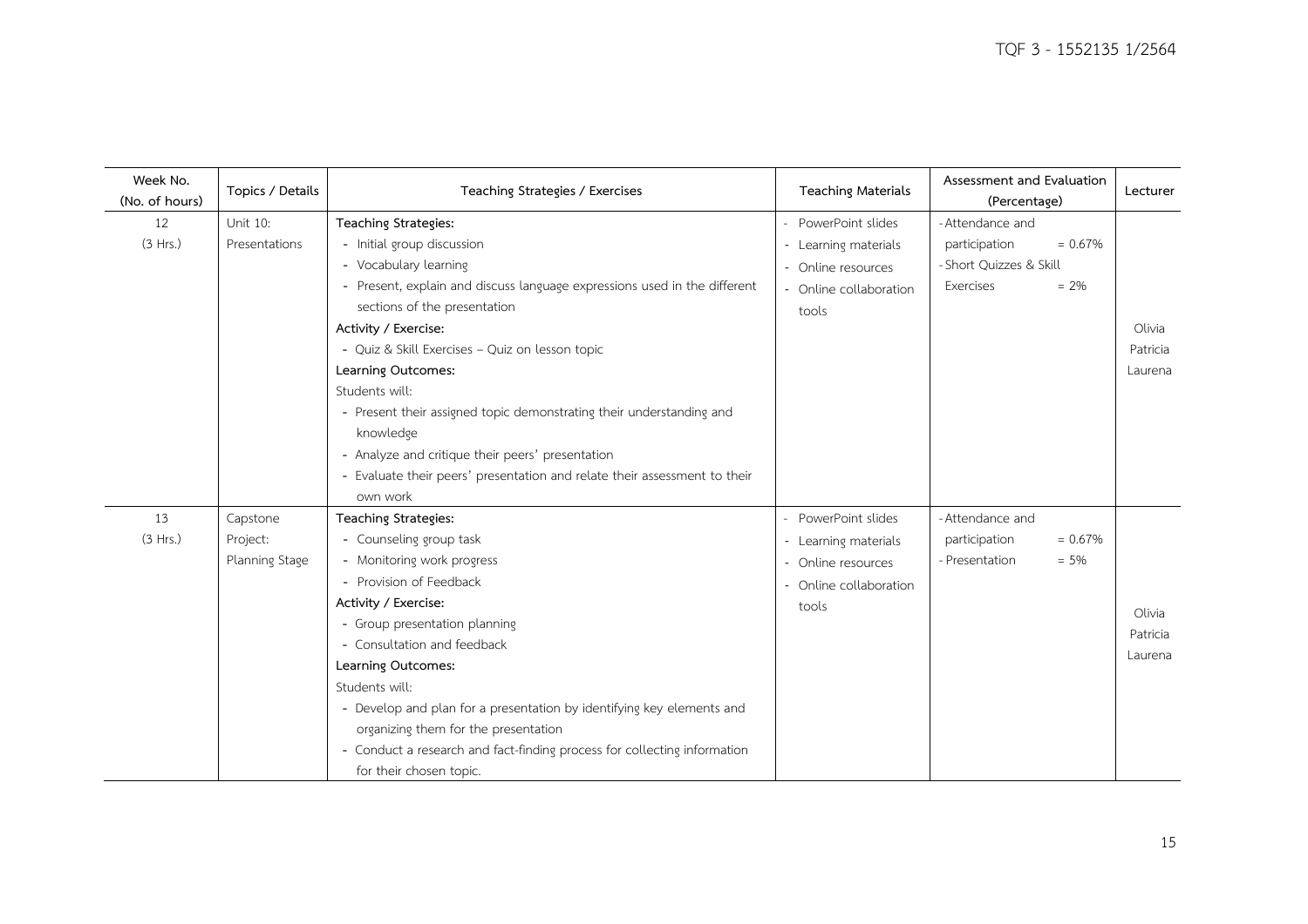| Week No. (No. of hours) | Topics / Details | Teaching Strategies / Exercises | Teaching Materials | Assessment and Evaluation (Percentage) | Lecturer |
|---|---|---|---|---|---|
| 12 (3 Hrs.) | Unit 10: Presentations | **Teaching Strategies:**<br>- Initial group discussion<br>- Vocabulary learning<br>- Present, explain and discuss language expressions used in the different sections of the presentation<br>**Activity / Exercise:**<br>- Quiz & Skill Exercises – Quiz on lesson topic<br>**Learning Outcomes:**<br>Students will:<br>- Present their assigned topic demonstrating their understanding and knowledge<br>- Analyze and critique their peers' presentation<br>- Evaluate their peers' presentation and relate their assessment to their own work | - PowerPoint slides<br>- Learning materials<br>- Online resources<br>- Online collaboration tools | - Attendance and participation = 0.67%<br>- Short Quizzes & Skill Exercises = 2% | Olivia<br>Patricia<br>Laurena |
| 13 (3 Hrs.) | Capstone Project: Planning Stage | **Teaching Strategies:**<br>- Counseling group task<br>- Monitoring work progress<br>- Provision of Feedback<br>**Activity / Exercise:**<br>- Group presentation planning<br>- Consultation and feedback<br>**Learning Outcomes:**<br>Students will:<br>- Develop and plan for a presentation by identifying key elements and organizing them for the presentation<br>- Conduct a research and fact-finding process for collecting information for their chosen topic. | - PowerPoint slides<br>- Learning materials<br>- Online resources<br>- Online collaboration tools | - Attendance and participation = 0.67%<br>- Presentation = 5% | Olivia<br>Patricia<br>Laurena |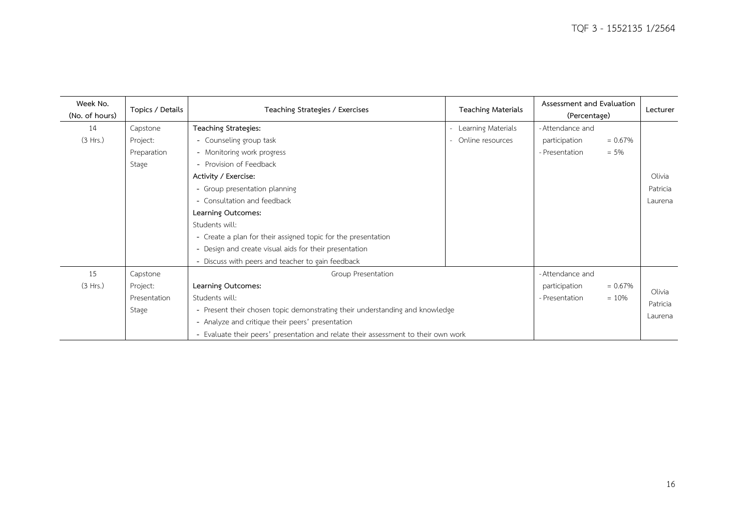| Week No. (No. of hours) | Topics / Details | Teaching Strategies / Exercises | Teaching Materials | Assessment and Evaluation (Percentage) | Lecturer |
|---|---|---|---|---|---|
| 14 (3 Hrs.) | Capstone Project: Preparation Stage | **Teaching Strategies:**<br>- Counseling group task<br>- Monitoring work progress<br>- Provision of Feedback<br>**Activity / Exercise:**<br>- Group presentation planning<br>- Consultation and feedback<br>**Learning Outcomes:**<br>Students will:<br>- Create a plan for their assigned topic for the presentation<br>- Design and create visual aids for their presentation<br>- Discuss with peers and teacher to gain feedback | - Learning Materials<br>- Online resources | - Attendance and participation = 0.67%<br>- Presentation = 5% | Olivia<br>Patricia<br>Laurena |
| 15 (3 Hrs.) | Capstone Project: Presentation Stage | Group Presentation<br>**Learning Outcomes:**<br>Students will:<br>- Present their chosen topic demonstrating their understanding and knowledge<br>- Analyze and critique their peers' presentation<br>- Evaluate their peers' presentation and relate their assessment to their own work | | - Attendance and participation = 0.67%<br>- Presentation = 10% | Olivia<br>Patricia<br>Laurena |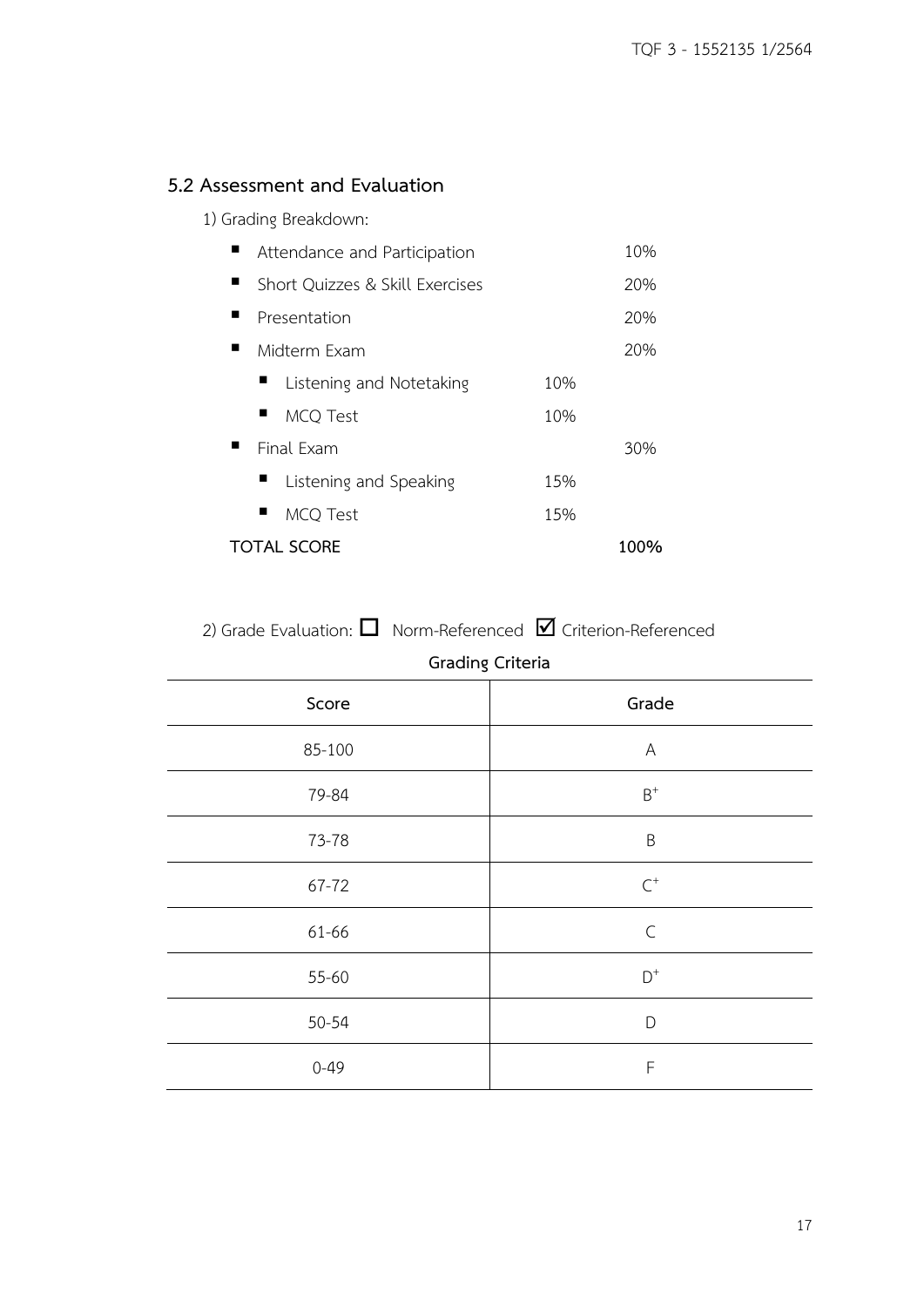## 5.2 Assessment and Evaluation

1) Grading Breakdown:

- Attendance and Participation — 10%
- Short Quizzes & Skill Exercises — 20%
- Presentation — 20%
- Midterm Exam — 20%
  - Listening and Notetaking — 10%
  - MCQ Test — 10%
- Final Exam — 30%
  - Listening and Speaking — 15%
  - MCQ Test — 15%

**TOTAL SCORE — 100%**

2) Grade Evaluation: ☐ Norm-Referenced ☑ Criterion-Referenced

**Grading Criteria**

| Score | Grade |
|---|---|
| 85-100 | A |
| 79-84 | B+ |
| 73-78 | B |
| 67-72 | C+ |
| 61-66 | C |
| 55-60 | D+ |
| 50-54 | D |
| 0-49 | F |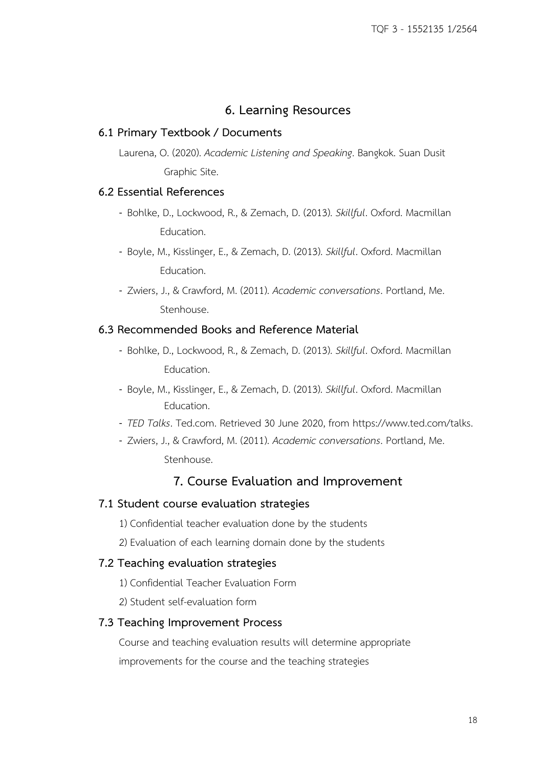# 6. Learning Resources

## 6.1 Primary Textbook / Documents

Laurena, O. (2020). *Academic Listening and Speaking*. Bangkok. Suan Dusit Graphic Site.

## 6.2 Essential References

- Bohlke, D., Lockwood, R., & Zemach, D. (2013). *Skillful*. Oxford. Macmillan Education.
- Boyle, M., Kisslinger, E., & Zemach, D. (2013). *Skillful*. Oxford. Macmillan Education.
- Zwiers, J., & Crawford, M. (2011). *Academic conversations*. Portland, Me. Stenhouse.

## 6.3 Recommended Books and Reference Material

- Bohlke, D., Lockwood, R., & Zemach, D. (2013). *Skillful*. Oxford. Macmillan Education.
- Boyle, M., Kisslinger, E., & Zemach, D. (2013). *Skillful*. Oxford. Macmillan Education.
- *TED Talks*. Ted.com. Retrieved 30 June 2020, from https://www.ted.com/talks.
- Zwiers, J., & Crawford, M. (2011). *Academic conversations*. Portland, Me. Stenhouse.

# 7. Course Evaluation and Improvement

## 7.1 Student course evaluation strategies

1) Confidential teacher evaluation done by the students

2) Evaluation of each learning domain done by the students

## 7.2 Teaching evaluation strategies

1) Confidential Teacher Evaluation Form

2) Student self-evaluation form

## 7.3 Teaching Improvement Process

Course and teaching evaluation results will determine appropriate improvements for the course and the teaching strategies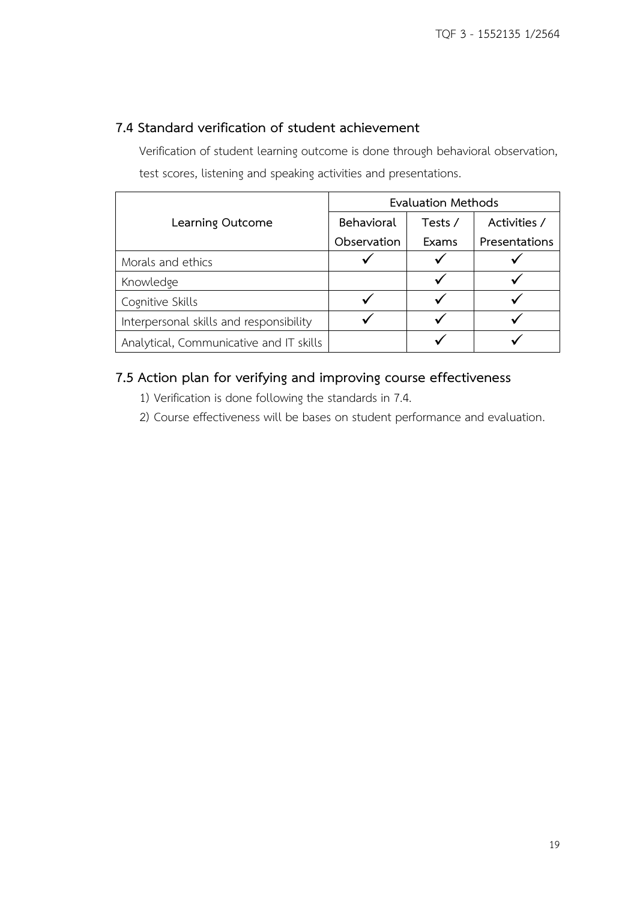### 7.4 Standard verification of student achievement

Verification of student learning outcome is done through behavioral observation, test scores, listening and speaking activities and presentations.

| Learning Outcome | Evaluation Methods | | |
|---|---|---|---|
| | Behavioral Observation | Tests / Exams | Activities / Presentations |
| Morals and ethics | ✓ | ✓ | ✓ |
| Knowledge | | ✓ | ✓ |
| Cognitive Skills | ✓ | ✓ | ✓ |
| Interpersonal skills and responsibility | ✓ | ✓ | ✓ |
| Analytical, Communicative and IT skills | | ✓ | ✓ |

### 7.5 Action plan for verifying and improving course effectiveness

1) Verification is done following the standards in 7.4.
2) Course effectiveness will be bases on student performance and evaluation.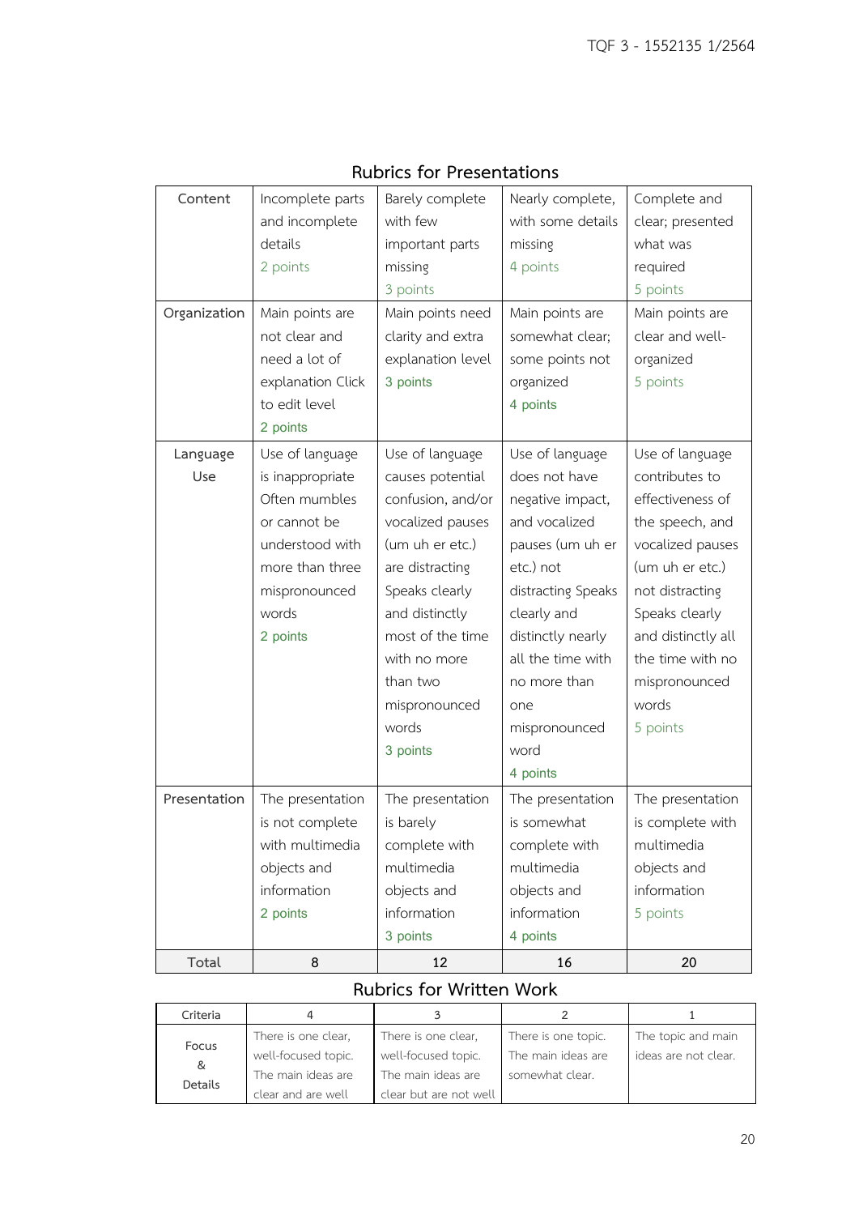## Rubrics for Presentations

| Content | Incomplete parts and incomplete details 2 points | Barely complete with few important parts missing 3 points | Nearly complete, with some details missing 4 points | Complete and clear; presented what was required 5 points |
|---|---|---|---|---|
| Organization | Main points are not clear and need a lot of explanation Click to edit level 2 points | Main points need clarity and extra explanation level 3 points | Main points are somewhat clear; some points not organized 4 points | Main points are clear and well-organized 5 points |
| Language Use | Use of language is inappropriate Often mumbles or cannot be understood with more than three mispronounced words 2 points | Use of language causes potential confusion, and/or vocalized pauses (um uh er etc.) are distracting Speaks clearly and distinctly most of the time with no more than two mispronounced words 3 points | Use of language does not have negative impact, and vocalized pauses (um uh er etc.) not distracting Speaks clearly and distinctly nearly all the time with no more than one mispronounced word 4 points | Use of language contributes to effectiveness of the speech, and vocalized pauses (um uh er etc.) not distracting Speaks clearly and distinctly all the time with no mispronounced words 5 points |
| Presentation | The presentation is not complete with multimedia objects and information 2 points | The presentation is barely complete with multimedia objects and information 3 points | The presentation is somewhat complete with multimedia objects and information 4 points | The presentation is complete with multimedia objects and information 5 points |
| Total | 8 | 12 | 16 | 20 |

## Rubrics for Written Work

| Criteria | 4 | 3 | 2 | 1 |
|---|---|---|---|---|
| Focus & Details | There is one clear, well-focused topic. The main ideas are clear and are well | There is one clear, well-focused topic. The main ideas are clear but are not well | There is one topic. The main ideas are somewhat clear. | The topic and main ideas are not clear. |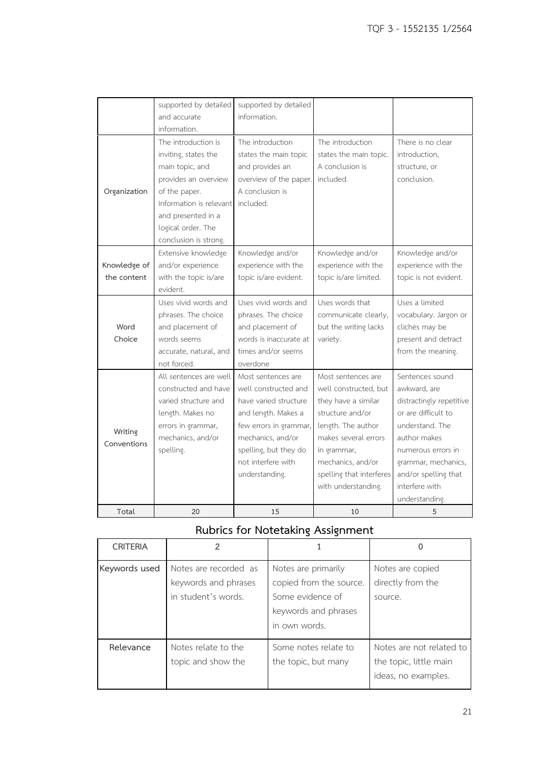| | | | | |
|---|---|---|---|---|
| | supported by detailed and accurate information. | supported by detailed information. | | |
| Organization | The introduction is inviting, states the main topic, and provides an overview of the paper. Information is relevant and presented in a logical order. The conclusion is strong. | The introduction states the main topic and provides an overview of the paper. A conclusion is included. | The introduction states the main topic. A conclusion is included. | There is no clear introduction, structure, or conclusion. |
| Knowledge of the content | Extensive knowledge and/or experience with the topic is/are evident. | Knowledge and/or experience with the topic is/are evident. | Knowledge and/or experience with the topic is/are limited. | Knowledge and/or experience with the topic is not evident. |
| Word Choice | Uses vivid words and phrases. The choice and placement of words seems accurate, natural, and not forced. | Uses vivid words and phrases. The choice and placement of words is inaccurate at times and/or seems overdone | Uses words that communicate clearly, but the writing lacks variety. | Uses a limited vocabulary. Jargon or clichés may be present and detract from the meaning. |
| Writing Conventions | All sentences are well constructed and have varied structure and length. Makes no errors in grammar, mechanics, and/or spelling. | Most sentences are well constructed and have varied structure and length. Makes a few errors in grammar, mechanics, and/or spelling, but they do not interfere with understanding. | Most sentences are well constructed, but they have a similar structure and/or length. The author makes several errors in grammar, mechanics, and/or spelling that interferes with understanding. | Sentences sound awkward, are distractingly repetitive or are difficult to understand. The author makes numerous errors in grammar, mechanics, and/or spelling that interfere with understanding. |
| Total | 20 | 15 | 10 | 5 |

## Rubrics for Notetaking Assignment

| CRITERIA | 2 | 1 | 0 |
|---|---|---|---|
| Keywords used | Notes are recorded as keywords and phrases in student's words. | Notes are primarily copied from the source. Some evidence of keywords and phrases in own words. | Notes are copied directly from the source. |
| Relevance | Notes relate to the topic and show the | Some notes relate to the topic, but many | Notes are not related to the topic, little main ideas, no examples. |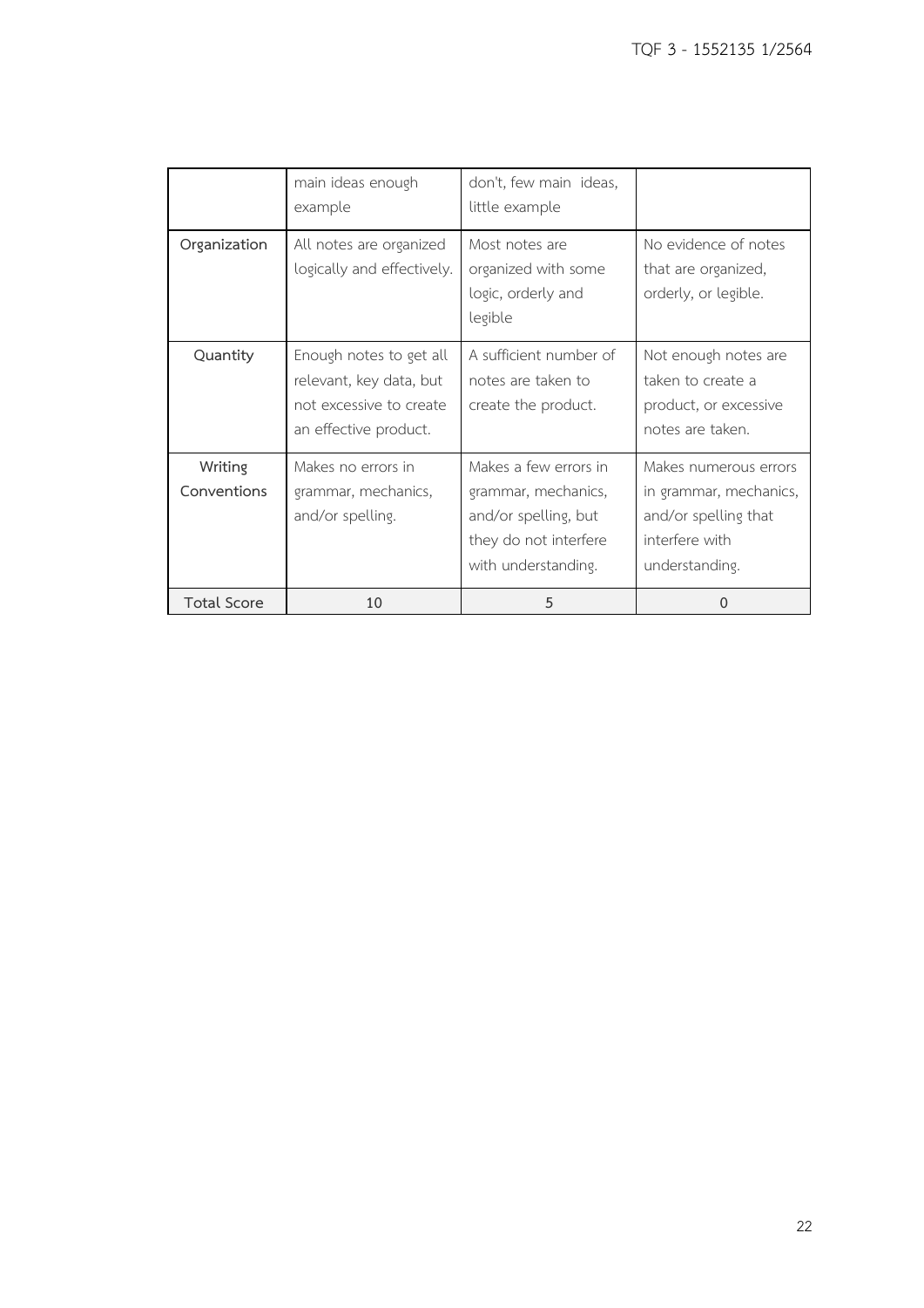| | | | |
|---|---|---|---|
| | main ideas enough example | don't, few main ideas, little example | |
| **Organization** | All notes are organized logically and effectively. | Most notes are organized with some logic, orderly and legible | No evidence of notes that are organized, orderly, or legible. |
| **Quantity** | Enough notes to get all relevant, key data, but not excessive to create an effective product. | A sufficient number of notes are taken to create the product. | Not enough notes are taken to create a product, or excessive notes are taken. |
| **Writing Conventions** | Makes no errors in grammar, mechanics, and/or spelling. | Makes a few errors in grammar, mechanics, and/or spelling, but they do not interfere with understanding. | Makes numerous errors in grammar, mechanics, and/or spelling that interfere with understanding. |
| Total Score | 10 | 5 | 0 |